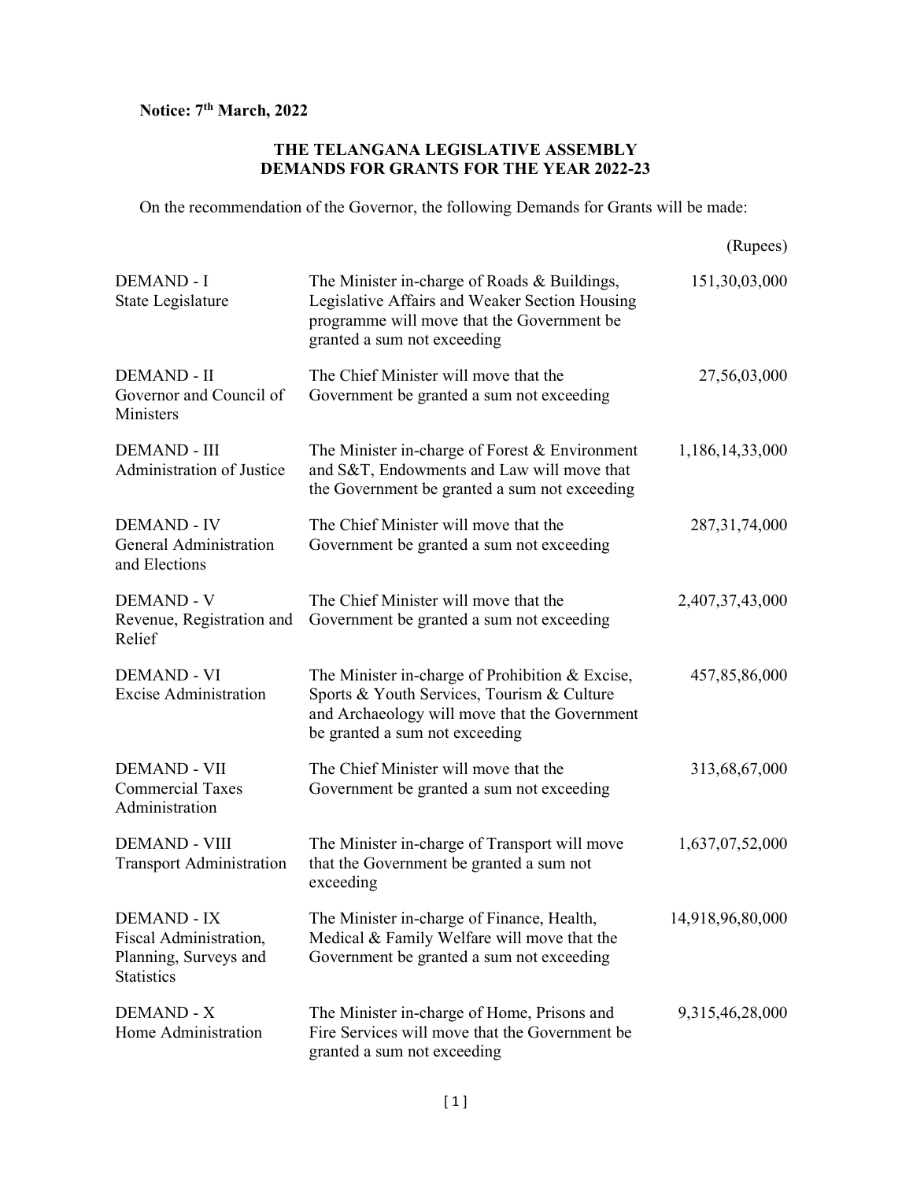**Notice: 7th March, 2022**

**THE TELANGANA LEGISLATIVE ASSEMBLY**
**DEMANDS FOR GRANTS FOR THE YEAR 2022-23**

On the recommendation of the Governor, the following Demands for Grants will be made:

| | | (Rupees) |
|---|---|---|
| DEMAND - I<br>State Legislature | The Minister in-charge of Roads & Buildings, Legislative Affairs and Weaker Section Housing programme will move that the Government be granted a sum not exceeding | 151,30,03,000 |
| DEMAND - II<br>Governor and Council of Ministers | The Chief Minister will move that the Government be granted a sum not exceeding | 27,56,03,000 |
| DEMAND - III<br>Administration of Justice | The Minister in-charge of Forest & Environment and S&T, Endowments and Law will move that the Government be granted a sum not exceeding | 1,186,14,33,000 |
| DEMAND - IV<br>General Administration and Elections | The Chief Minister will move that the Government be granted a sum not exceeding | 287,31,74,000 |
| DEMAND - V<br>Revenue, Registration and Relief | The Chief Minister will move that the Government be granted a sum not exceeding | 2,407,37,43,000 |
| DEMAND - VI<br>Excise Administration | The Minister in-charge of Prohibition & Excise, Sports & Youth Services, Tourism & Culture and Archaeology will move that the Government be granted a sum not exceeding | 457,85,86,000 |
| DEMAND - VII<br>Commercial Taxes Administration | The Chief Minister will move that the Government be granted a sum not exceeding | 313,68,67,000 |
| DEMAND - VIII<br>Transport Administration | The Minister in-charge of Transport will move that the Government be granted a sum not exceeding | 1,637,07,52,000 |
| DEMAND - IX<br>Fiscal Administration, Planning, Surveys and Statistics | The Minister in-charge of Finance, Health, Medical & Family Welfare will move that the Government be granted a sum not exceeding | 14,918,96,80,000 |
| DEMAND - X<br>Home Administration | The Minister in-charge of Home, Prisons and Fire Services will move that the Government be granted a sum not exceeding | 9,315,46,28,000 |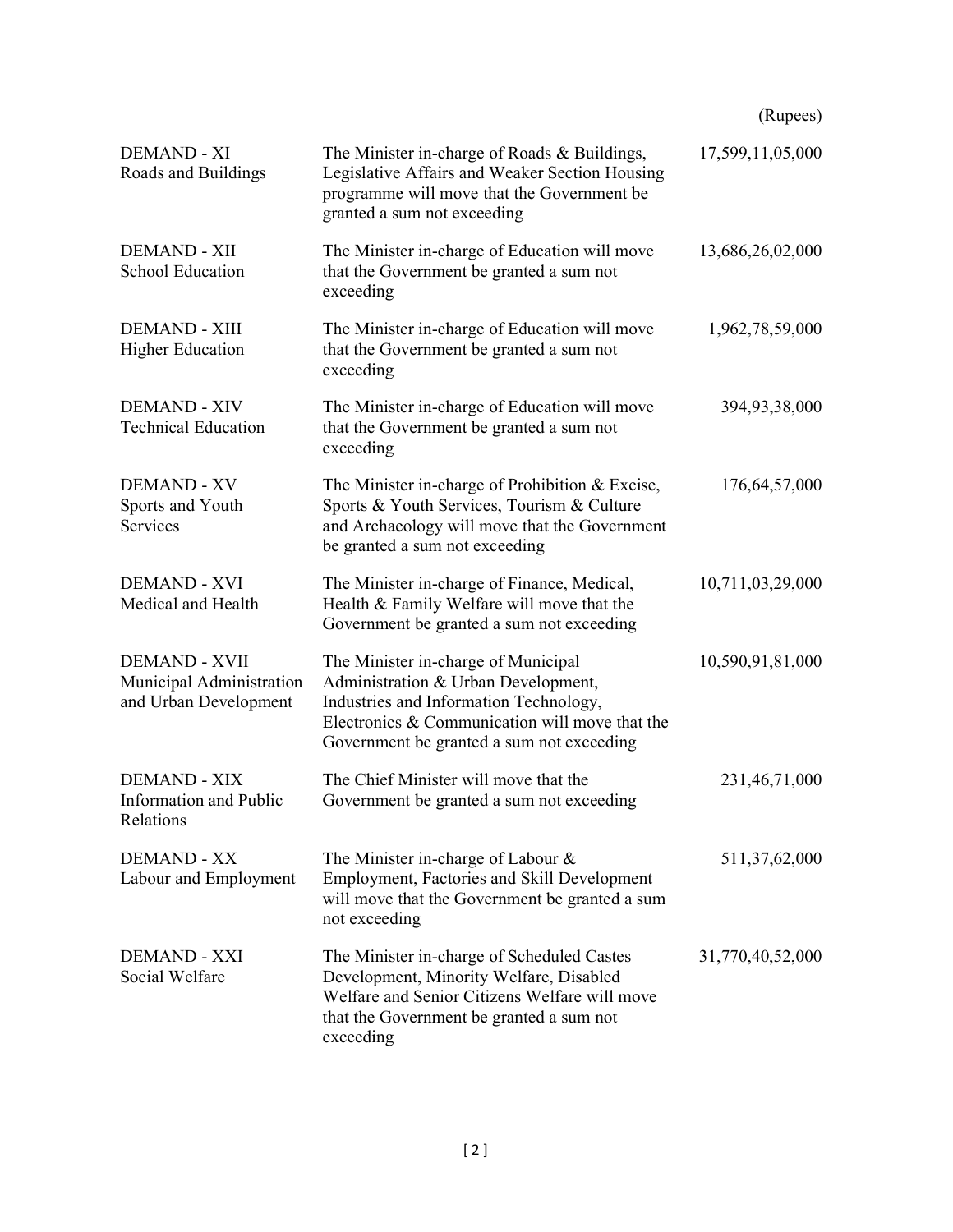| | | (Rupees) |
|---|---|---|
| DEMAND - XI Roads and Buildings | The Minister in-charge of Roads & Buildings, Legislative Affairs and Weaker Section Housing programme will move that the Government be granted a sum not exceeding | 17,599,11,05,000 |
| DEMAND - XII School Education | The Minister in-charge of Education will move that the Government be granted a sum not exceeding | 13,686,26,02,000 |
| DEMAND - XIII Higher Education | The Minister in-charge of Education will move that the Government be granted a sum not exceeding | 1,962,78,59,000 |
| DEMAND - XIV Technical Education | The Minister in-charge of Education will move that the Government be granted a sum not exceeding | 394,93,38,000 |
| DEMAND - XV Sports and Youth Services | The Minister in-charge of Prohibition & Excise, Sports & Youth Services, Tourism & Culture and Archaeology will move that the Government be granted a sum not exceeding | 176,64,57,000 |
| DEMAND - XVI Medical and Health | The Minister in-charge of Finance, Medical, Health & Family Welfare will move that the Government be granted a sum not exceeding | 10,711,03,29,000 |
| DEMAND - XVII Municipal Administration and Urban Development | The Minister in-charge of Municipal Administration & Urban Development, Industries and Information Technology, Electronics & Communication will move that the Government be granted a sum not exceeding | 10,590,91,81,000 |
| DEMAND - XIX Information and Public Relations | The Chief Minister will move that the Government be granted a sum not exceeding | 231,46,71,000 |
| DEMAND - XX Labour and Employment | The Minister in-charge of Labour & Employment, Factories and Skill Development will move that the Government be granted a sum not exceeding | 511,37,62,000 |
| DEMAND - XXI Social Welfare | The Minister in-charge of Scheduled Castes Development, Minority Welfare, Disabled Welfare and Senior Citizens Welfare will move that the Government be granted a sum not exceeding | 31,770,40,52,000 |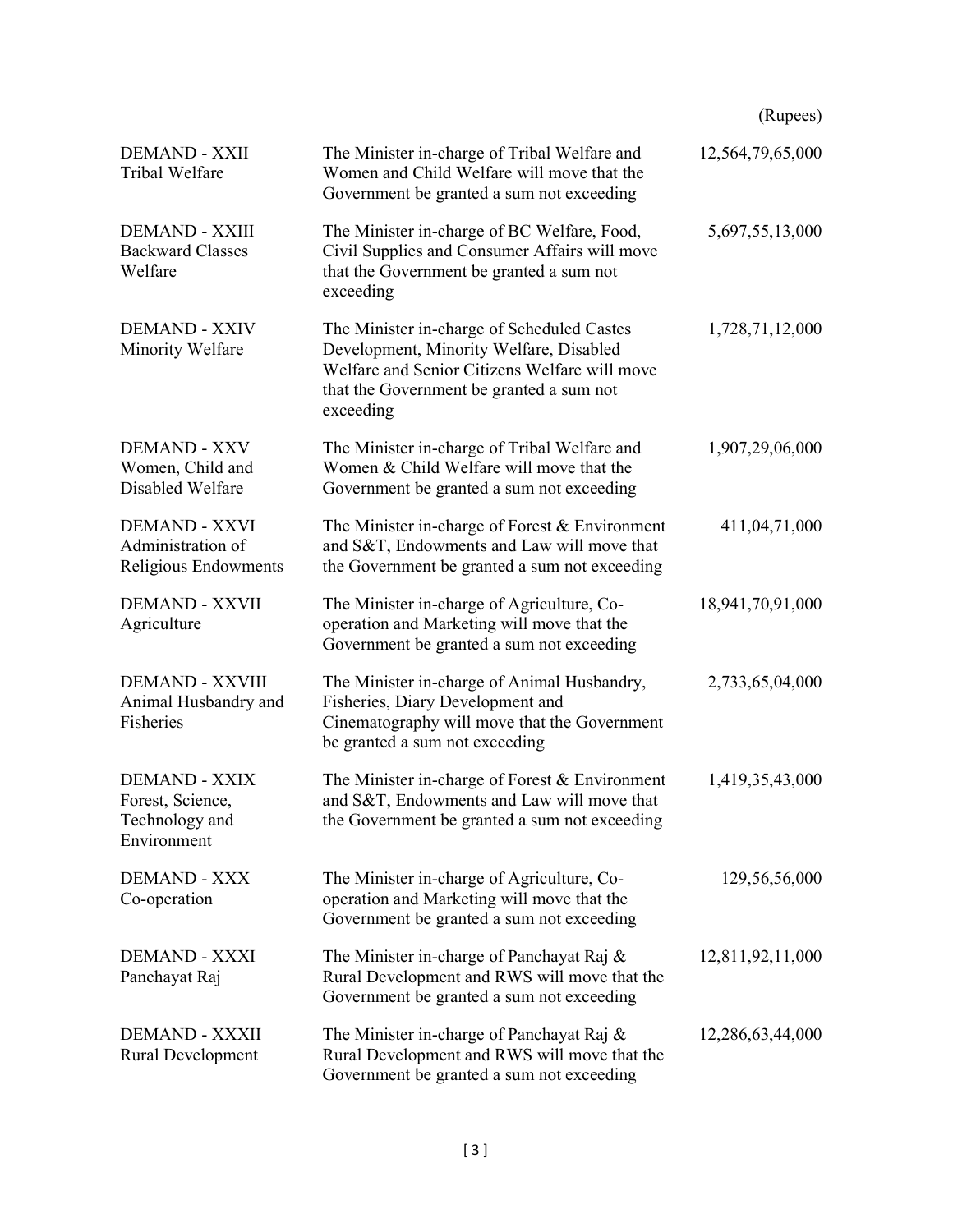(Rupees)

| | | |
|---|---|---|
| DEMAND - XXII<br>Tribal Welfare | The Minister in-charge of Tribal Welfare and Women and Child Welfare will move that the Government be granted a sum not exceeding | 12,564,79,65,000 |
| DEMAND - XXIII<br>Backward Classes Welfare | The Minister in-charge of BC Welfare, Food, Civil Supplies and Consumer Affairs will move that the Government be granted a sum not exceeding | 5,697,55,13,000 |
| DEMAND - XXIV<br>Minority Welfare | The Minister in-charge of Scheduled Castes Development, Minority Welfare, Disabled Welfare and Senior Citizens Welfare will move that the Government be granted a sum not exceeding | 1,728,71,12,000 |
| DEMAND - XXV<br>Women, Child and Disabled Welfare | The Minister in-charge of Tribal Welfare and Women & Child Welfare will move that the Government be granted a sum not exceeding | 1,907,29,06,000 |
| DEMAND - XXVI<br>Administration of Religious Endowments | The Minister in-charge of Forest & Environment and S&T, Endowments and Law will move that the Government be granted a sum not exceeding | 411,04,71,000 |
| DEMAND - XXVII<br>Agriculture | The Minister in-charge of Agriculture, Co-operation and Marketing will move that the Government be granted a sum not exceeding | 18,941,70,91,000 |
| DEMAND - XXVIII<br>Animal Husbandry and Fisheries | The Minister in-charge of Animal Husbandry, Fisheries, Diary Development and Cinematography will move that the Government be granted a sum not exceeding | 2,733,65,04,000 |
| DEMAND - XXIX<br>Forest, Science, Technology and Environment | The Minister in-charge of Forest & Environment and S&T, Endowments and Law will move that the Government be granted a sum not exceeding | 1,419,35,43,000 |
| DEMAND - XXX<br>Co-operation | The Minister in-charge of Agriculture, Co-operation and Marketing will move that the Government be granted a sum not exceeding | 129,56,56,000 |
| DEMAND - XXXI<br>Panchayat Raj | The Minister in-charge of Panchayat Raj & Rural Development and RWS will move that the Government be granted a sum not exceeding | 12,811,92,11,000 |
| DEMAND - XXXII<br>Rural Development | The Minister in-charge of Panchayat Raj & Rural Development and RWS will move that the Government be granted a sum not exceeding | 12,286,63,44,000 |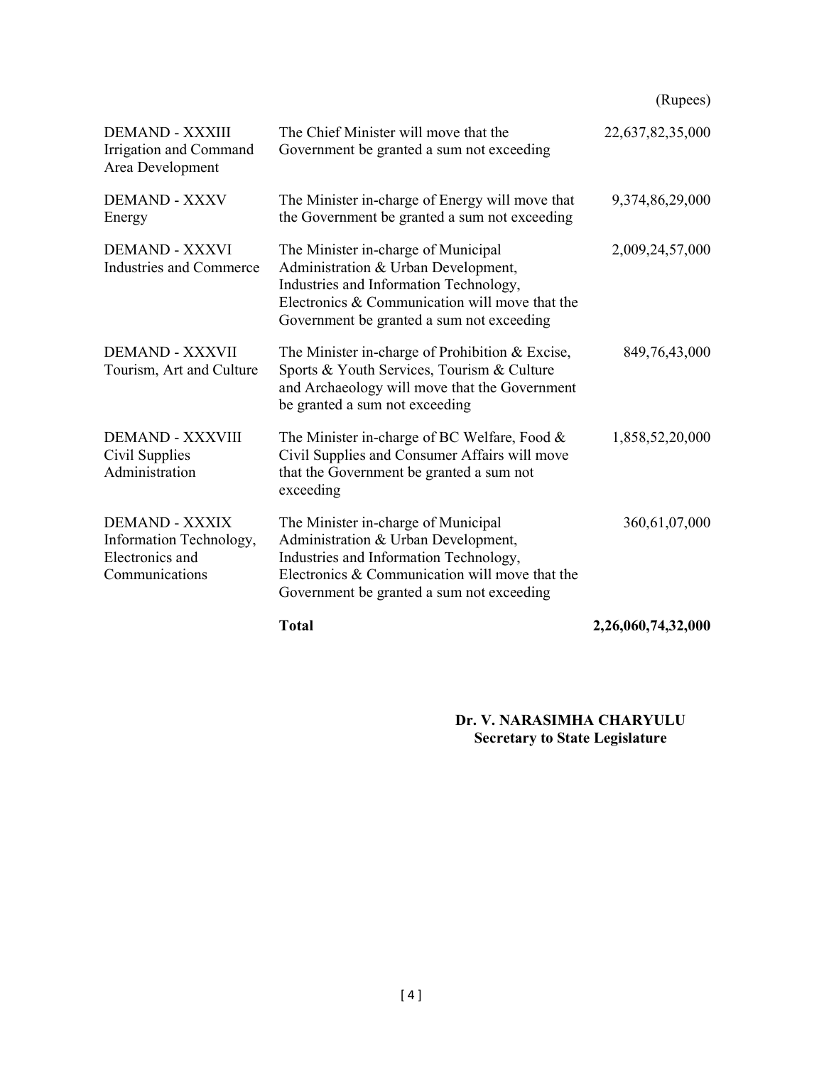(Rupees)

| | | |
|---|---|---|
| DEMAND - XXXIII Irrigation and Command Area Development | The Chief Minister will move that the Government be granted a sum not exceeding | 22,637,82,35,000 |
| DEMAND - XXXV Energy | The Minister in-charge of Energy will move that the Government be granted a sum not exceeding | 9,374,86,29,000 |
| DEMAND - XXXVI Industries and Commerce | The Minister in-charge of Municipal Administration & Urban Development, Industries and Information Technology, Electronics & Communication will move that the Government be granted a sum not exceeding | 2,009,24,57,000 |
| DEMAND - XXXVII Tourism, Art and Culture | The Minister in-charge of Prohibition & Excise, Sports & Youth Services, Tourism & Culture and Archaeology will move that the Government be granted a sum not exceeding | 849,76,43,000 |
| DEMAND - XXXVIII Civil Supplies Administration | The Minister in-charge of BC Welfare, Food & Civil Supplies and Consumer Affairs will move that the Government be granted a sum not exceeding | 1,858,52,20,000 |
| DEMAND - XXXIX Information Technology, Electronics and Communications | The Minister in-charge of Municipal Administration & Urban Development, Industries and Information Technology, Electronics & Communication will move that the Government be granted a sum not exceeding | 360,61,07,000 |
| | **Total** | **2,26,060,74,32,000** |

**Dr. V. NARASIMHA CHARYULU**
**Secretary to State Legislature**